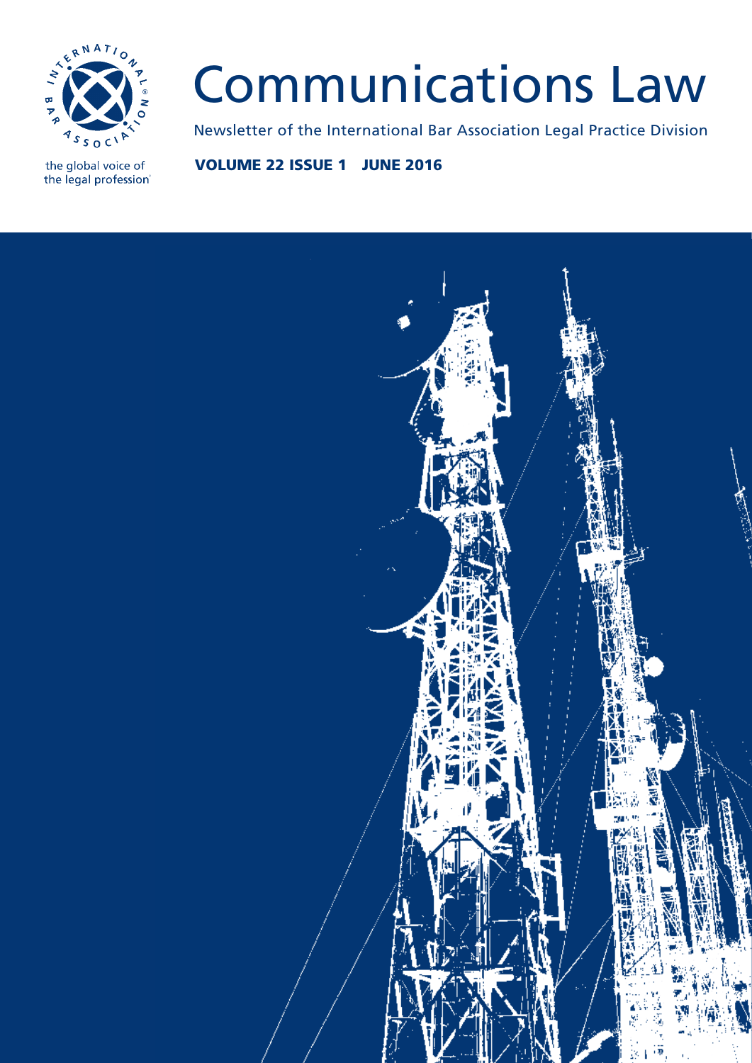INTERNATIONAL BAR ASSOCIATION

the global voice of the legal profession

# Communications Law

Newsletter of the International Bar Association Legal Practice Division

**VOLUME 22 ISSUE 1 JUNE 2016**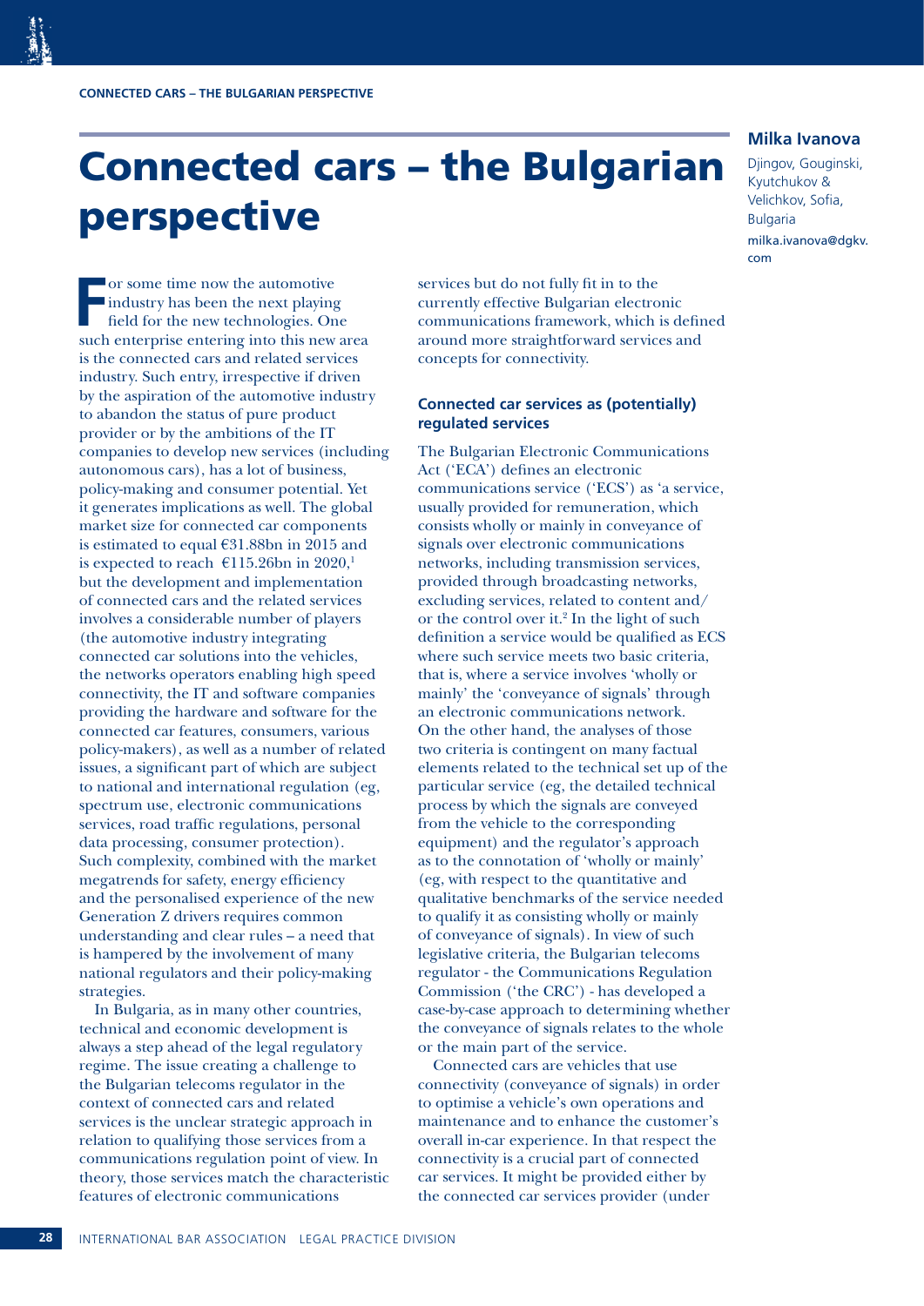# Connected cars – the Bulgarian perspective

**Milka Ivanova**

Djingov, Gouginski, Kyutchukov & Velichkov, Sofia, Bulgaria

milka.ivanova@dgkv.com

For some time now the automotive industry has been the next playing field for the new technologies. One such enterprise entering into this new area is the connected cars and related services industry. Such entry, irrespective if driven by the aspiration of the automotive industry to abandon the status of pure product provider or by the ambitions of the IT companies to develop new services (including autonomous cars), has a lot of business, policy-making and consumer potential. Yet it generates implications as well. The global market size for connected car components is estimated to equal €31.88bn in 2015 and is expected to reach €115.26bn in 2020,[1] but the development and implementation of connected cars and the related services involves a considerable number of players (the automotive industry integrating connected car solutions into the vehicles, the networks operators enabling high speed connectivity, the IT and software companies providing the hardware and software for the connected car features, consumers, various policy-makers), as well as a number of related issues, a significant part of which are subject to national and international regulation (eg, spectrum use, electronic communications services, road traffic regulations, personal data processing, consumer protection). Such complexity, combined with the market megatrends for safety, energy efficiency and the personalised experience of the new Generation Z drivers requires common understanding and clear rules – a need that is hampered by the involvement of many national regulators and their policy-making strategies.

In Bulgaria, as in many other countries, technical and economic development is always a step ahead of the legal regulatory regime. The issue creating a challenge to the Bulgarian telecoms regulator in the context of connected cars and related services is the unclear strategic approach in relation to qualifying those services from a communications regulation point of view. In theory, those services match the characteristic features of electronic communications services but do not fully fit in to the currently effective Bulgarian electronic communications framework, which is defined around more straightforward services and concepts for connectivity.

## Connected car services as (potentially) regulated services

The Bulgarian Electronic Communications Act ('ECA') defines an electronic communications service ('ECS') as 'a service, usually provided for remuneration, which consists wholly or mainly in conveyance of signals over electronic communications networks, including transmission services, provided through broadcasting networks, excluding services, related to content and/or the control over it.[2] In the light of such definition a service would be qualified as ECS where such service meets two basic criteria, that is, where a service involves 'wholly or mainly' the 'conveyance of signals' through an electronic communications network. On the other hand, the analyses of those two criteria is contingent on many factual elements related to the technical set up of the particular service (eg, the detailed technical process by which the signals are conveyed from the vehicle to the corresponding equipment) and the regulator's approach as to the connotation of 'wholly or mainly' (eg, with respect to the quantitative and qualitative benchmarks of the service needed to qualify it as consisting wholly or mainly of conveyance of signals). In view of such legislative criteria, the Bulgarian telecoms regulator - the Communications Regulation Commission ('the CRC') - has developed a case-by-case approach to determining whether the conveyance of signals relates to the whole or the main part of the service.

Connected cars are vehicles that use connectivity (conveyance of signals) in order to optimise a vehicle's own operations and maintenance and to enhance the customer's overall in-car experience. In that respect the connectivity is a crucial part of connected car services. It might be provided either by the connected car services provider (under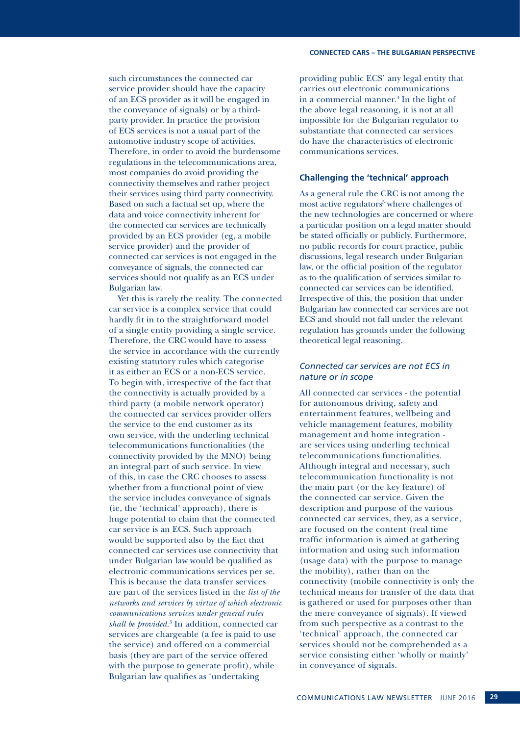such circumstances the connected car service provider should have the capacity of an ECS provider as it will be engaged in the conveyance of signals) or by a third-party provider. In practice the provision of ECS services is not a usual part of the automotive industry scope of activities. Therefore, in order to avoid the burdensome regulations in the telecommunications area, most companies do avoid providing the connectivity themselves and rather project their services using third party connectivity. Based on such a factual set up, where the data and voice connectivity inherent for the connected car services are technically provided by an ECS provider (eg, a mobile service provider) and the provider of connected car services is not engaged in the conveyance of signals, the connected car services should not qualify as an ECS under Bulgarian law.

Yet this is rarely the reality. The connected car service is a complex service that could hardly fit in to the straightforward model of a single entity providing a single service. Therefore, the CRC would have to assess the service in accordance with the currently existing statutory rules which categorise it as either an ECS or a non-ECS service. To begin with, irrespective of the fact that the connectivity is actually provided by a third party (a mobile network operator) the connected car services provider offers the service to the end customer as its own service, with the underling technical telecommunications functionalities (the connectivity provided by the MNO) being an integral part of such service. In view of this, in case the CRC chooses to assess whether from a functional point of view the service includes conveyance of signals (ie, the 'technical' approach), there is huge potential to claim that the connected car service is an ECS. Such approach would be supported also by the fact that connected car services use connectivity that under Bulgarian law would be qualified as electronic communications services per se. This is because the data transfer services are part of the services listed in the *list of the networks and services by virtue of which electronic communications services under general rules shall be provided*.[3] In addition, connected car services are chargeable (a fee is paid to use the service) and offered on a commercial basis (they are part of the service offered with the purpose to generate profit), while Bulgarian law qualifies as 'undertaking providing public ECS' any legal entity that carries out electronic communications in a commercial manner.[4] In the light of the above legal reasoning, it is not at all impossible for the Bulgarian regulator to substantiate that connected car services do have the characteristics of electronic communications services.

## Challenging the 'technical' approach

As a general rule the CRC is not among the most active regulators[5] where challenges of the new technologies are concerned or where a particular position on a legal matter should be stated officially or publicly. Furthermore, no public records for court practice, public discussions, legal research under Bulgarian law, or the official position of the regulator as to the qualification of services similar to connected car services can be identified. Irrespective of this, the position that under Bulgarian law connected car services are not ECS and should not fall under the relevant regulation has grounds under the following theoretical legal reasoning.

### *Connected car services are not ECS in nature or in scope*

All connected car services - the potential for autonomous driving, safety and entertainment features, wellbeing and vehicle management features, mobility management and home integration - are services using underling technical telecommunications functionalities. Although integral and necessary, such telecommunication functionality is not the main part (or the key feature) of the connected car service. Given the description and purpose of the various connected car services, they, as a service, are focused on the content (real time traffic information is aimed at gathering information and using such information (usage data) with the purpose to manage the mobility), rather than on the connectivity (mobile connectivity is only the technical means for transfer of the data that is gathered or used for purposes other than the mere conveyance of signals). If viewed from such perspective as a contrast to the 'technical' approach, the connected car services should not be comprehended as a service consisting either 'wholly or mainly' in conveyance of signals.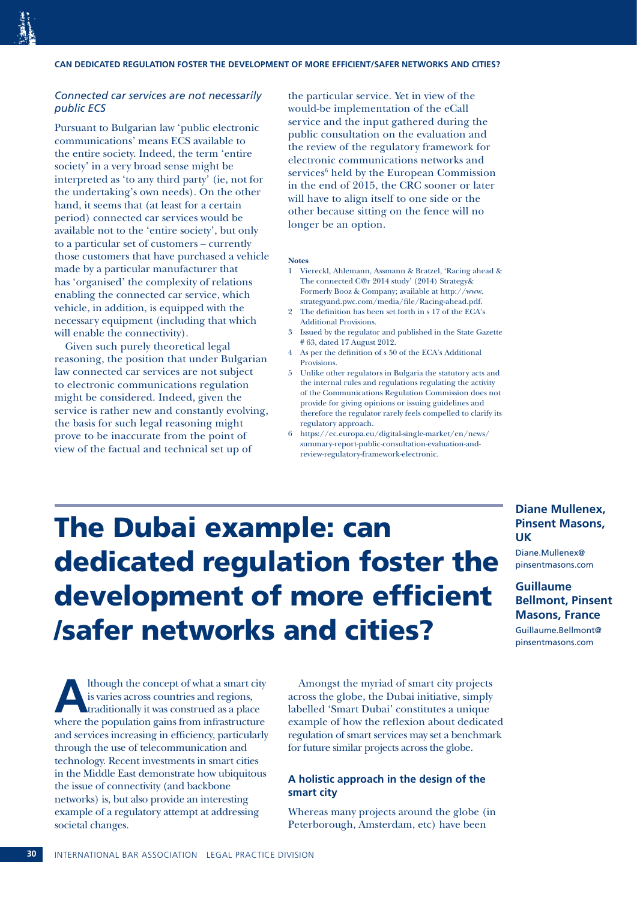### *Connected car services are not necessarily public ECS*

Pursuant to Bulgarian law 'public electronic communications' means ECS available to the entire society. Indeed, the term 'entire society' in a very broad sense might be interpreted as 'to any third party' (ie, not for the undertaking's own needs). On the other hand, it seems that (at least for a certain period) connected car services would be available not to the 'entire society', but only to a particular set of customers – currently those customers that have purchased a vehicle made by a particular manufacturer that has 'organised' the complexity of relations enabling the connected car service, which vehicle, in addition, is equipped with the necessary equipment (including that which will enable the connectivity).

Given such purely theoretical legal reasoning, the position that under Bulgarian law connected car services are not subject to electronic communications regulation might be considered. Indeed, given the service is rather new and constantly evolving, the basis for such legal reasoning might prove to be inaccurate from the point of view of the factual and technical set up of the particular service. Yet in view of the would-be implementation of the eCall service and the input gathered during the public consultation on the evaluation and the review of the regulatory framework for electronic communications networks and services[6] held by the European Commission in the end of 2015, the CRC sooner or later will have to align itself to one side or the other because sitting on the fence will no longer be an option.

**Notes**

1. Viereckl, Ahlemann, Assmann & Bratzel, 'Racing ahead & The connected C@r 2014 study' (2014) Strategy& Formerly Booz & Company; available at http://www.strategyand.pwc.com/media/file/Racing-ahead.pdf.
2. The definition has been set forth in s 17 of the ECA's Additional Provisions.
3. Issued by the regulator and published in the State Gazette # 63, dated 17 August 2012.
4. As per the definition of s 50 of the ECA's Additional Provisions.
5. Unlike other regulators in Bulgaria the statutory acts and the internal rules and regulations regulating the activity of the Communications Regulation Commission does not provide for giving opinions or issuing guidelines and therefore the regulator rarely feels compelled to clarify its regulatory approach.
6. https://ec.europa.eu/digital-single-market/en/news/summary-report-public-consultation-evaluation-and-review-regulatory-framework-electronic.

# The Dubai example: can dedicated regulation foster the development of more efficient /safer networks and cities?

**Diane Mullenex, Pinsent Masons, UK**
Diane.Mullenex@pinsentmasons.com

**Guillaume Bellmont, Pinsent Masons, France**
Guillaume.Bellmont@pinsentmasons.com

Although the concept of what a smart city is varies across countries and regions, traditionally it was construed as a place where the population gains from infrastructure and services increasing in efficiency, particularly through the use of telecommunication and technology. Recent investments in smart cities in the Middle East demonstrate how ubiquitous the issue of connectivity (and backbone networks) is, but also provide an interesting example of a regulatory attempt at addressing societal changes.

Amongst the myriad of smart city projects across the globe, the Dubai initiative, simply labelled 'Smart Dubai' constitutes a unique example of how the reflexion about dedicated regulation of smart services may set a benchmark for future similar projects across the globe.

### A holistic approach in the design of the smart city

Whereas many projects around the globe (in Peterborough, Amsterdam, etc) have been